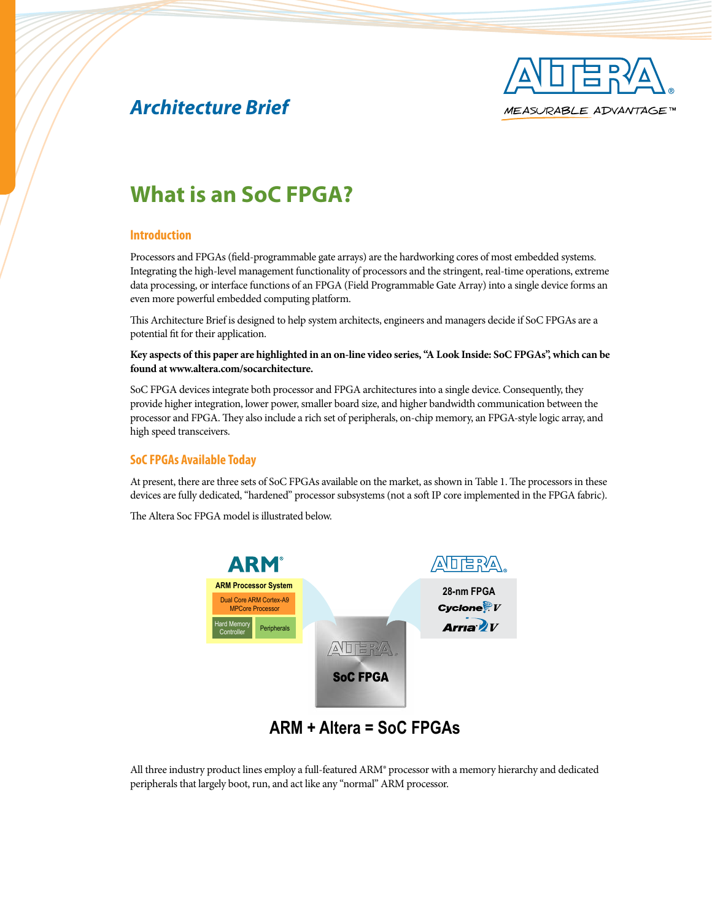*Architecture Brief*

# What is an SoC FPGA?

## Introduction

Processors and FPGAs (field-programmable gate arrays) are the hardworking cores of most embedded systems. Integrating the high-level management functionality of processors and the stringent, real-time operations, extreme data processing, or interface functions of an FPGA (Field Programmable Gate Array) into a single device forms an even more powerful embedded computing platform.

This Architecture Brief is designed to help system architects, engineers and managers decide if SoC FPGAs are a potential fit for their application.

**Key aspects of this paper are highlighted in an on-line video series, "A Look Inside: SoC FPGAs", which can be found at www.altera.com/socarchitecture.**

SoC FPGA devices integrate both processor and FPGA architectures into a single device. Consequently, they provide higher integration, lower power, smaller board size, and higher bandwidth communication between the processor and FPGA. They also include a rich set of peripherals, on-chip memory, an FPGA-style logic array, and high speed transceivers.

## SoC FPGAs Available Today

At present, there are three sets of SoC FPGAs available on the market, as shown in Table 1. The processors in these devices are fully dedicated, "hardened" processor subsystems (not a soft IP core implemented in the FPGA fabric).

The Altera Soc FPGA model is illustrated below.

ARM + Altera = SoC FPGAs

All three industry product lines employ a full-featured ARM® processor with a memory hierarchy and dedicated peripherals that largely boot, run, and act like any "normal" ARM processor.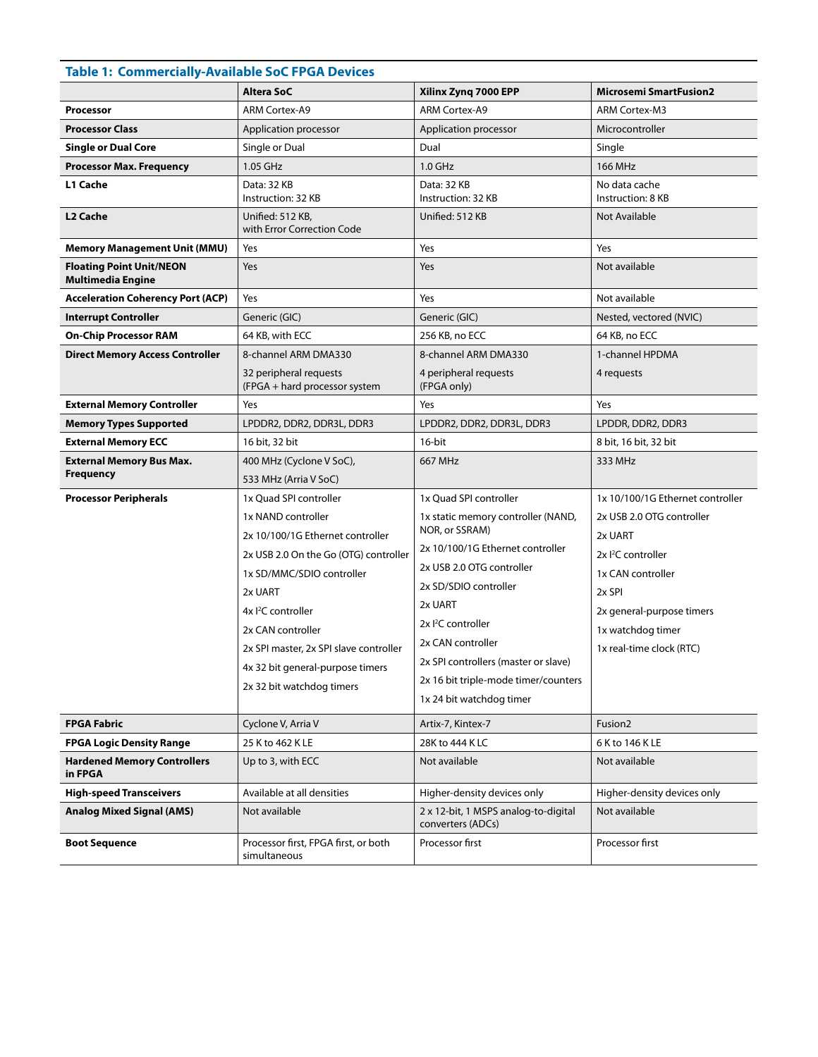**Table 1: Commercially-Available SoC FPGA Devices**

| | Altera SoC | Xilinx Zynq 7000 EPP | Microsemi SmartFusion2 |
|---|---|---|---|
| **Processor** | ARM Cortex-A9 | ARM Cortex-A9 | ARM Cortex-M3 |
| **Processor Class** | Application processor | Application processor | Microcontroller |
| **Single or Dual Core** | Single or Dual | Dual | Single |
| **Processor Max. Frequency** | 1.05 GHz | 1.0 GHz | 166 MHz |
| **L1 Cache** | Data: 32 KB<br>Instruction: 32 KB | Data: 32 KB<br>Instruction: 32 KB | No data cache<br>Instruction: 8 KB |
| **L2 Cache** | Unified: 512 KB,<br>with Error Correction Code | Unified: 512 KB | Not Available |
| **Memory Management Unit (MMU)** | Yes | Yes | Yes |
| **Floating Point Unit/NEON Multimedia Engine** | Yes | Yes | Not available |
| **Acceleration Coherency Port (ACP)** | Yes | Yes | Not available |
| **Interrupt Controller** | Generic (GIC) | Generic (GIC) | Nested, vectored (NVIC) |
| **On-Chip Processor RAM** | 64 KB, with ECC | 256 KB, no ECC | 64 KB, no ECC |
| **Direct Memory Access Controller** | 8-channel ARM DMA330<br>32 peripheral requests<br>(FPGA + hard processor system | 8-channel ARM DMA330<br>4 peripheral requests<br>(FPGA only) | 1-channel HPDMA<br>4 requests |
| **External Memory Controller** | Yes | Yes | Yes |
| **Memory Types Supported** | LPDDR2, DDR2, DDR3L, DDR3 | LPDDR2, DDR2, DDR3L, DDR3 | LPDDR, DDR2, DDR3 |
| **External Memory ECC** | 16 bit, 32 bit | 16-bit | 8 bit, 16 bit, 32 bit |
| **External Memory Bus Max. Frequency** | 400 MHz (Cyclone V SoC),<br>533 MHz (Arria V SoC) | 667 MHz | 333 MHz |
| **Processor Peripherals** | 1x Quad SPI controller<br>1x NAND controller<br>2x 10/100/1G Ethernet controller<br>2x USB 2.0 On the Go (OTG) controller<br>1x SD/MMC/SDIO controller<br>2x UART<br>4x I²C controller<br>2x CAN controller<br>2x SPI master, 2x SPI slave controller<br>4x 32 bit general-purpose timers<br>2x 32 bit watchdog timers | 1x Quad SPI controller<br>1x static memory controller (NAND, NOR, or SSRAM)<br>2x 10/100/1G Ethernet controller<br>2x USB 2.0 OTG controller<br>2x SD/SDIO controller<br>2x UART<br>2x I²C controller<br>2x CAN controller<br>2x SPI controllers (master or slave)<br>2x 16 bit triple-mode timer/counters<br>1x 24 bit watchdog timer | 1x 10/100/1G Ethernet controller<br>2x USB 2.0 OTG controller<br>2x UART<br>2x I²C controller<br>1x CAN controller<br>2x SPI<br>2x general-purpose timers<br>1x watchdog timer<br>1x real-time clock (RTC) |
| **FPGA Fabric** | Cyclone V, Arria V | Artix-7, Kintex-7 | Fusion2 |
| **FPGA Logic Density Range** | 25 K to 462 K LE | 28K to 444 K LC | 6 K to 146 K LE |
| **Hardened Memory Controllers in FPGA** | Up to 3, with ECC | Not available | Not available |
| **High-speed Transceivers** | Available at all densities | Higher-density devices only | Higher-density devices only |
| **Analog Mixed Signal (AMS)** | Not available | 2 x 12-bit, 1 MSPS analog-to-digital converters (ADCs) | Not available |
| **Boot Sequence** | Processor first, FPGA first, or both simultaneous | Processor first | Processor first |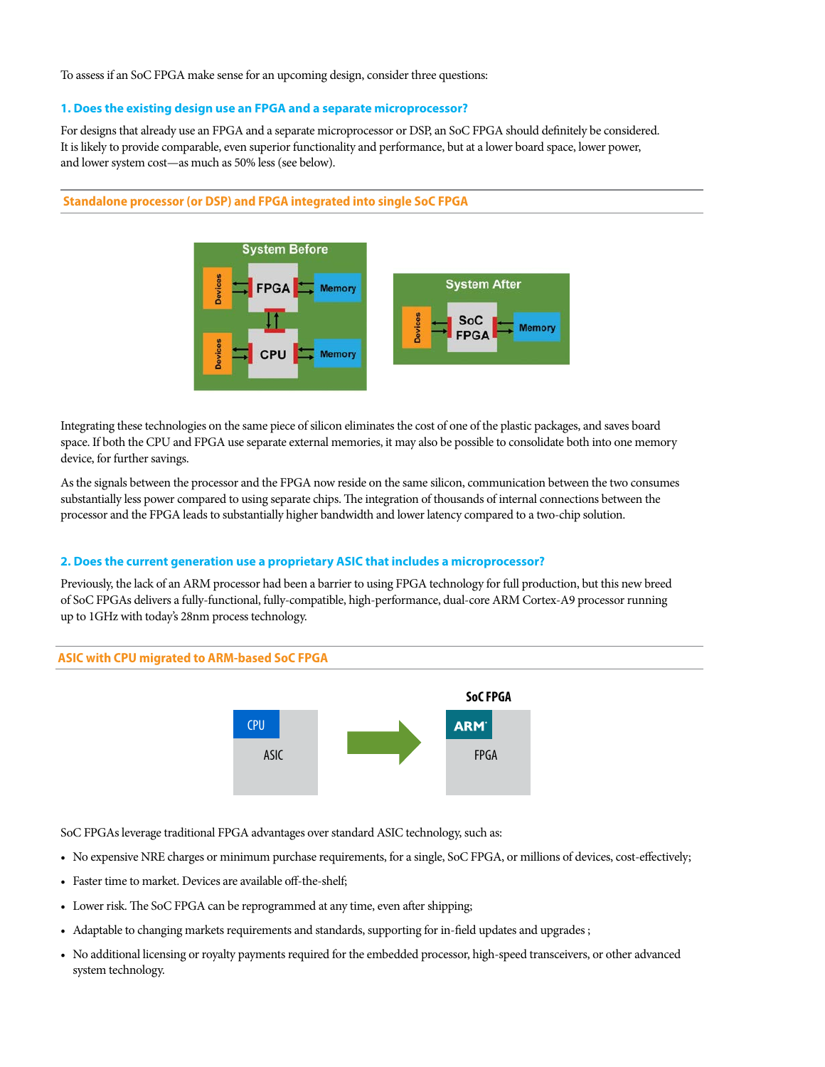To assess if an SoC FPGA make sense for an upcoming design, consider three questions:

### 1. Does the existing design use an FPGA and a separate microprocessor?

For designs that already use an FPGA and a separate microprocessor or DSP, an SoC FPGA should definitely be considered. It is likely to provide comparable, even superior functionality and performance, but at a lower board space, lower power, and lower system cost—as much as 50% less (see below).

#### Standalone processor (or DSP) and FPGA integrated into single SoC FPGA

Integrating these technologies on the same piece of silicon eliminates the cost of one of the plastic packages, and saves board space. If both the CPU and FPGA use separate external memories, it may also be possible to consolidate both into one memory device, for further savings.

As the signals between the processor and the FPGA now reside on the same silicon, communication between the two consumes substantially less power compared to using separate chips. The integration of thousands of internal connections between the processor and the FPGA leads to substantially higher bandwidth and lower latency compared to a two-chip solution.

### 2. Does the current generation use a proprietary ASIC that includes a microprocessor?

Previously, the lack of an ARM processor had been a barrier to using FPGA technology for full production, but this new breed of SoC FPGAs delivers a fully-functional, fully-compatible, high-performance, dual-core ARM Cortex-A9 processor running up to 1GHz with today's 28nm process technology.

#### ASIC with CPU migrated to ARM-based SoC FPGA

SoC FPGAs leverage traditional FPGA advantages over standard ASIC technology, such as:

- No expensive NRE charges or minimum purchase requirements, for a single, SoC FPGA, or millions of devices, cost-effectively;
- Faster time to market. Devices are available off-the-shelf;
- Lower risk. The SoC FPGA can be reprogrammed at any time, even after shipping;
- Adaptable to changing markets requirements and standards, supporting for in-field updates and upgrades ;
- No additional licensing or royalty payments required for the embedded processor, high-speed transceivers, or other advanced system technology.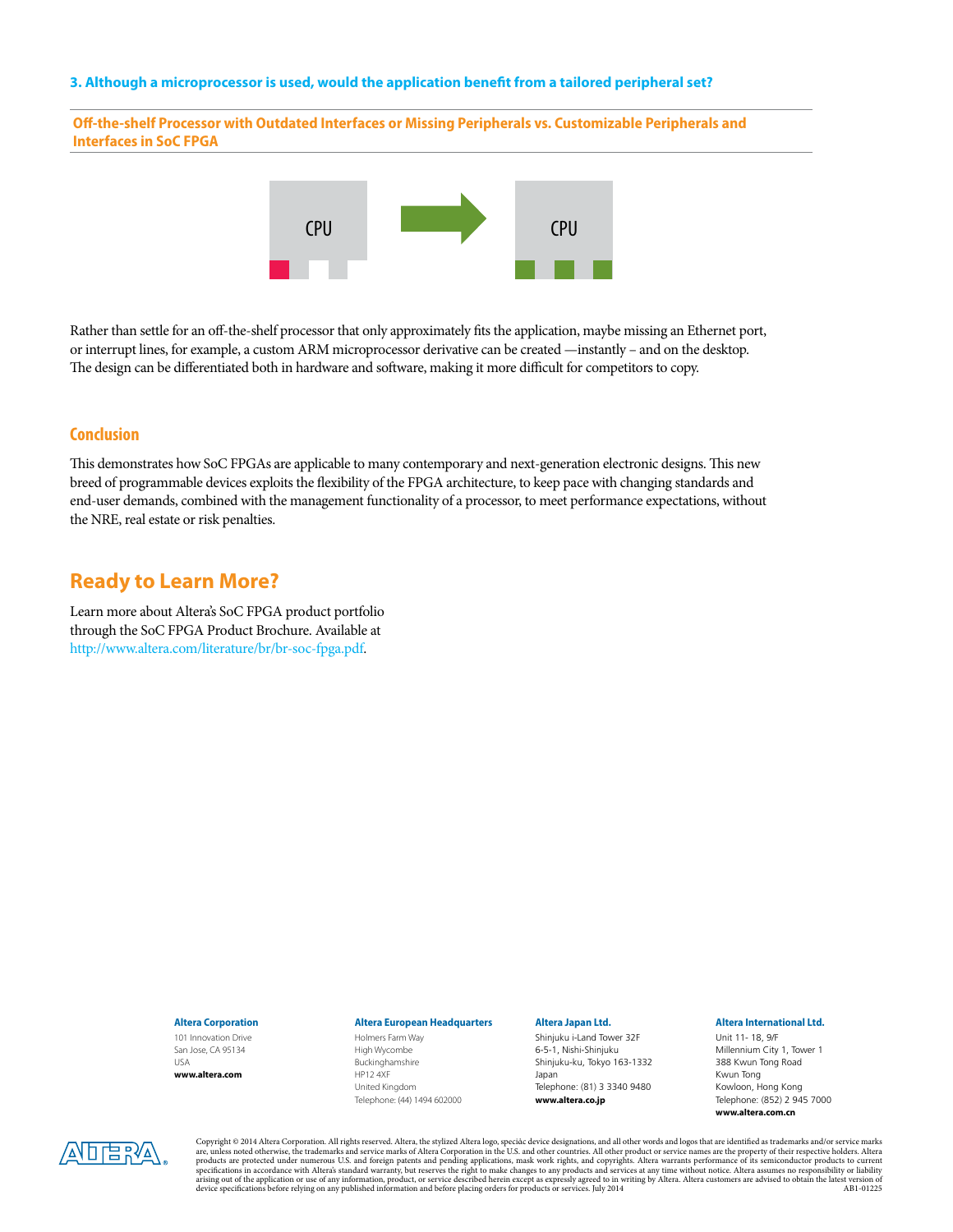### 3. Although a microprocessor is used, would the application benefit from a tailored peripheral set?

**Off-the-shelf Processor with Outdated Interfaces or Missing Peripherals vs. Customizable Peripherals and Interfaces in SoC FPGA**

CPU

CPU

Rather than settle for an off-the-shelf processor that only approximately fits the application, maybe missing an Ethernet port, or interrupt lines, for example, a custom ARM microprocessor derivative can be created —instantly – and on the desktop. The design can be differentiated both in hardware and software, making it more difficult for competitors to copy.

## Conclusion

This demonstrates how SoC FPGAs are applicable to many contemporary and next-generation electronic designs. This new breed of programmable devices exploits the flexibility of the FPGA architecture, to keep pace with changing standards and end-user demands, combined with the management functionality of a processor, to meet performance expectations, without the NRE, real estate or risk penalties.

## Ready to Learn More?

Learn more about Altera's SoC FPGA product portfolio through the SoC FPGA Product Brochure. Available at http://www.altera.com/literature/br/br-soc-fpga.pdf.

**Altera Corporation**
101 Innovation Drive
San Jose, CA 95134
USA
**www.altera.com**

**Altera European Headquarters**
Holmers Farm Way
High Wycombe
Buckinghamshire
HP12 4XF
United Kingdom
Telephone: (44) 1494 602000

**Altera Japan Ltd.**
Shinjuku i-Land Tower 32F
6-5-1, Nishi-Shinjuku
Shinjuku-ku, Tokyo 163-1332
Japan
Telephone: (81) 3 3340 9480
**www.altera.co.jp**

**Altera International Ltd.**
Unit 11- 18, 9/F
Millennium City 1, Tower 1
388 Kwun Tong Road
Kwun Tong
Kowloon, Hong Kong
Telephone: (852) 2 945 7000
**www.altera.com.cn**

Copyright © 2014 Altera Corporation. All rights reserved. Altera, the stylized Altera logo, specific device designations, and all other words and logos that are identified as trademarks and/or service marks are, unless noted otherwise, the trademarks and service marks of Altera Corporation in the U.S. and other countries. All other product or service names are the property of their respective holders. Altera products are protected under numerous U.S. and foreign patents and pending applications, mask work rights, and copyrights. Altera warrants performance of its semiconductor products to current specifications in accordance with Altera's standard warranty, but reserves the right to make changes to any products and services at any time without notice. Altera assumes no responsibility or liability arising out of the application or use of any information, product, or service described herein except as expressly agreed to in writing by Altera. Altera customers are advised to obtain the latest version of device specifications before relying on any published information and before placing orders for products or services. July 2014 AB1-01225